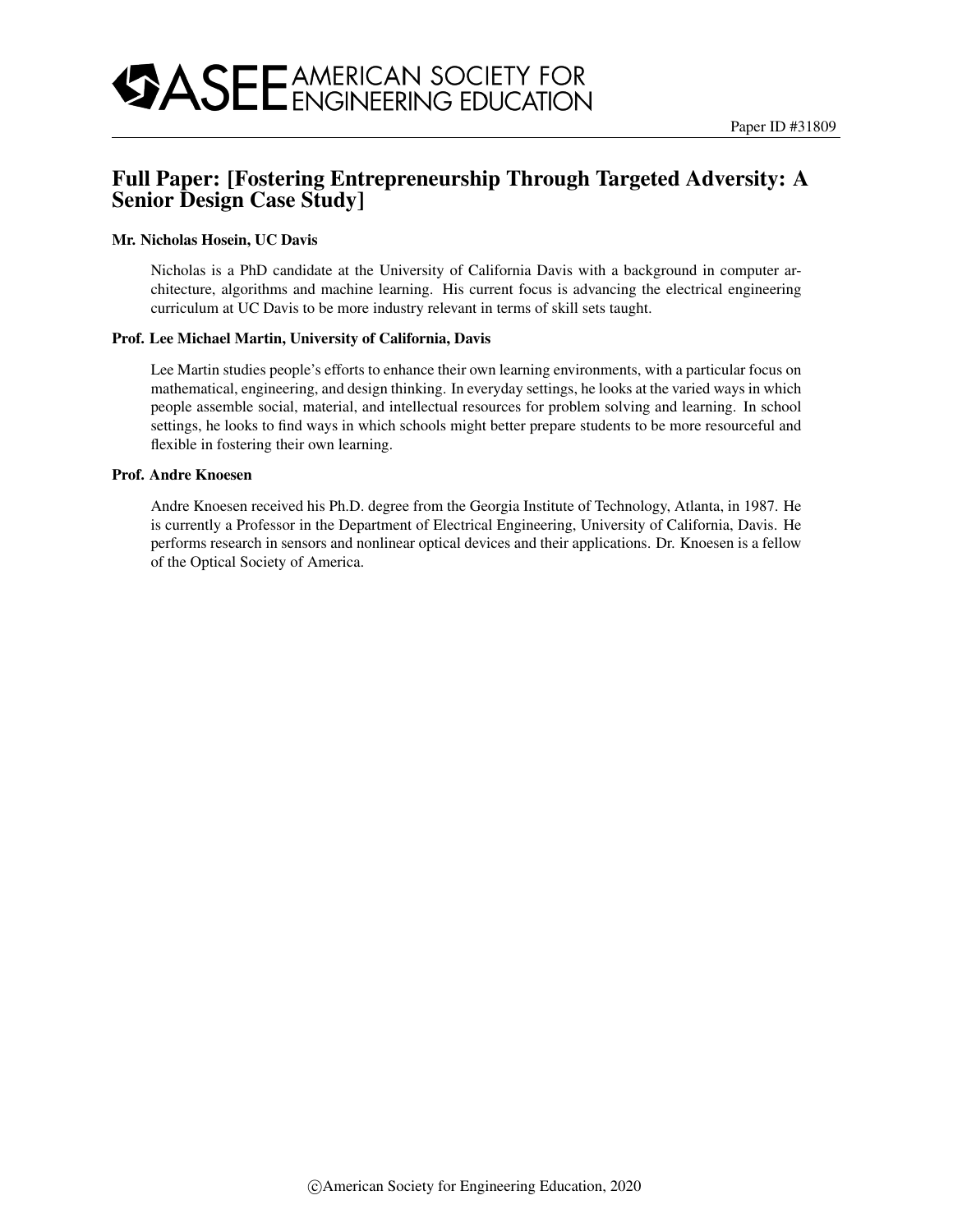# Full Paper: [Fostering Entrepreneurship Through Targeted Adversity: A Senior Design Case Study]

Paper ID #31809

**Mr. Nicholas Hosein, UC Davis**

Nicholas is a PhD candidate at the University of California Davis with a background in computer architecture, algorithms and machine learning. His current focus is advancing the electrical engineering curriculum at UC Davis to be more industry relevant in terms of skill sets taught.

**Prof. Lee Michael Martin, University of California, Davis**

Lee Martin studies people's efforts to enhance their own learning environments, with a particular focus on mathematical, engineering, and design thinking. In everyday settings, he looks at the varied ways in which people assemble social, material, and intellectual resources for problem solving and learning. In school settings, he looks to find ways in which schools might better prepare students to be more resourceful and flexible in fostering their own learning.

**Prof. Andre Knoesen**

Andre Knoesen received his Ph.D. degree from the Georgia Institute of Technology, Atlanta, in 1987. He is currently a Professor in the Department of Electrical Engineering, University of California, Davis. He performs research in sensors and nonlinear optical devices and their applications. Dr. Knoesen is a fellow of the Optical Society of America.

©American Society for Engineering Education, 2020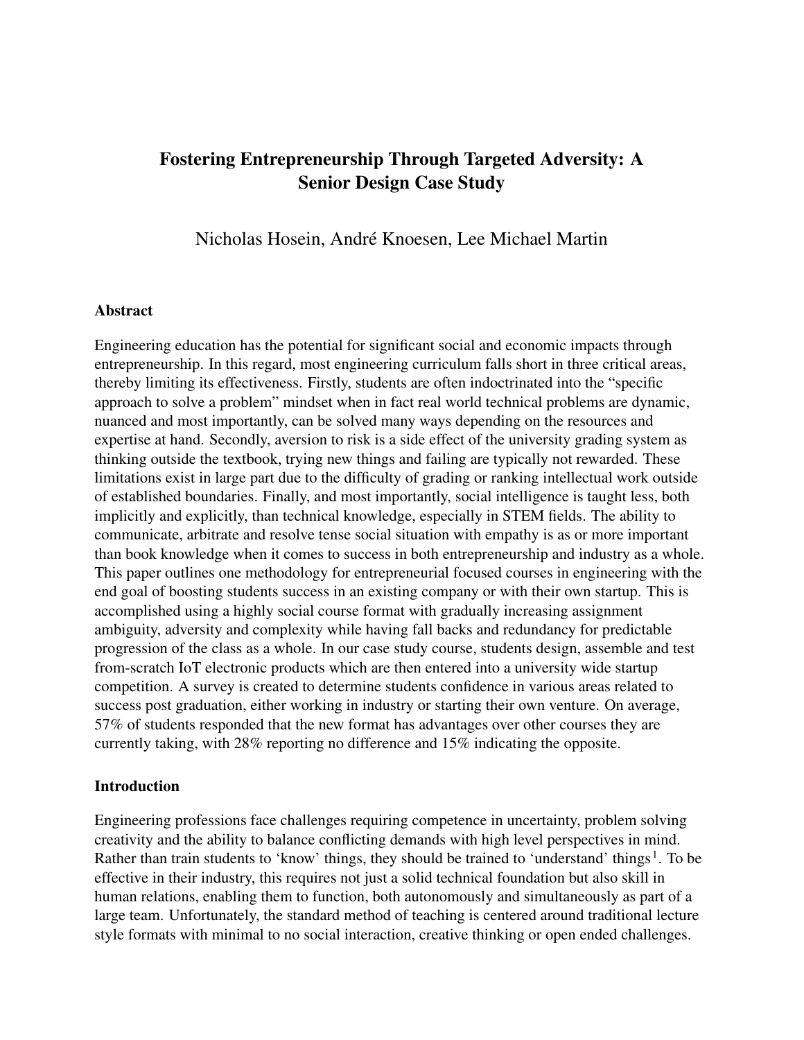# Fostering Entrepreneurship Through Targeted Adversity: A Senior Design Case Study

Nicholas Hosein, André Knoesen, Lee Michael Martin

### Abstract

Engineering education has the potential for significant social and economic impacts through entrepreneurship. In this regard, most engineering curriculum falls short in three critical areas, thereby limiting its effectiveness. Firstly, students are often indoctrinated into the "specific approach to solve a problem" mindset when in fact real world technical problems are dynamic, nuanced and most importantly, can be solved many ways depending on the resources and expertise at hand. Secondly, aversion to risk is a side effect of the university grading system as thinking outside the textbook, trying new things and failing are typically not rewarded. These limitations exist in large part due to the difficulty of grading or ranking intellectual work outside of established boundaries. Finally, and most importantly, social intelligence is taught less, both implicitly and explicitly, than technical knowledge, especially in STEM fields. The ability to communicate, arbitrate and resolve tense social situation with empathy is as or more important than book knowledge when it comes to success in both entrepreneurship and industry as a whole. This paper outlines one methodology for entrepreneurial focused courses in engineering with the end goal of boosting students success in an existing company or with their own startup. This is accomplished using a highly social course format with gradually increasing assignment ambiguity, adversity and complexity while having fall backs and redundancy for predictable progression of the class as a whole. In our case study course, students design, assemble and test from-scratch IoT electronic products which are then entered into a university wide startup competition. A survey is created to determine students confidence in various areas related to success post graduation, either working in industry or starting their own venture. On average, 57% of students responded that the new format has advantages over other courses they are currently taking, with 28% reporting no difference and 15% indicating the opposite.

### Introduction

Engineering professions face challenges requiring competence in uncertainty, problem solving creativity and the ability to balance conflicting demands with high level perspectives in mind. Rather than train students to 'know' things, they should be trained to 'understand' things[1]. To be effective in their industry, this requires not just a solid technical foundation but also skill in human relations, enabling them to function, both autonomously and simultaneously as part of a large team. Unfortunately, the standard method of teaching is centered around traditional lecture style formats with minimal to no social interaction, creative thinking or open ended challenges.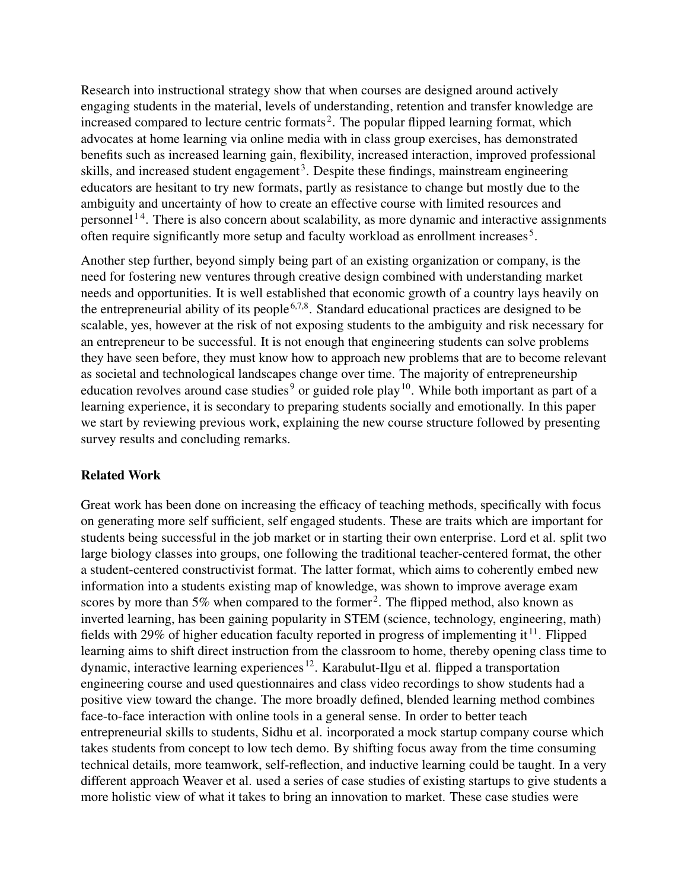Research into instructional strategy show that when courses are designed around actively engaging students in the material, levels of understanding, retention and transfer knowledge are increased compared to lecture centric formats[2]. The popular flipped learning format, which advocates at home learning via online media with in class group exercises, has demonstrated benefits such as increased learning gain, flexibility, increased interaction, improved professional skills, and increased student engagement[3]. Despite these findings, mainstream engineering educators are hesitant to try new formats, partly as resistance to change but mostly due to the ambiguity and uncertainty of how to create an effective course with limited resources and personnel[1 4]. There is also concern about scalability, as more dynamic and interactive assignments often require significantly more setup and faculty workload as enrollment increases[5].

Another step further, beyond simply being part of an existing organization or company, is the need for fostering new ventures through creative design combined with understanding market needs and opportunities. It is well established that economic growth of a country lays heavily on the entrepreneurial ability of its people[6,7,8]. Standard educational practices are designed to be scalable, yes, however at the risk of not exposing students to the ambiguity and risk necessary for an entrepreneur to be successful. It is not enough that engineering students can solve problems they have seen before, they must know how to approach new problems that are to become relevant as societal and technological landscapes change over time. The majority of entrepreneurship education revolves around case studies[9] or guided role play[10]. While both important as part of a learning experience, it is secondary to preparing students socially and emotionally. In this paper we start by reviewing previous work, explaining the new course structure followed by presenting survey results and concluding remarks.

**Related Work**

Great work has been done on increasing the efficacy of teaching methods, specifically with focus on generating more self sufficient, self engaged students. These are traits which are important for students being successful in the job market or in starting their own enterprise. Lord et al. split two large biology classes into groups, one following the traditional teacher-centered format, the other a student-centered constructivist format. The latter format, which aims to coherently embed new information into a students existing map of knowledge, was shown to improve average exam scores by more than 5% when compared to the former[2]. The flipped method, also known as inverted learning, has been gaining popularity in STEM (science, technology, engineering, math) fields with 29% of higher education faculty reported in progress of implementing it[11]. Flipped learning aims to shift direct instruction from the classroom to home, thereby opening class time to dynamic, interactive learning experiences[12]. Karabulut-Ilgu et al. flipped a transportation engineering course and used questionnaires and class video recordings to show students had a positive view toward the change. The more broadly defined, blended learning method combines face-to-face interaction with online tools in a general sense. In order to better teach entrepreneurial skills to students, Sidhu et al. incorporated a mock startup company course which takes students from concept to low tech demo. By shifting focus away from the time consuming technical details, more teamwork, self-reflection, and inductive learning could be taught. In a very different approach Weaver et al. used a series of case studies of existing startups to give students a more holistic view of what it takes to bring an innovation to market. These case studies were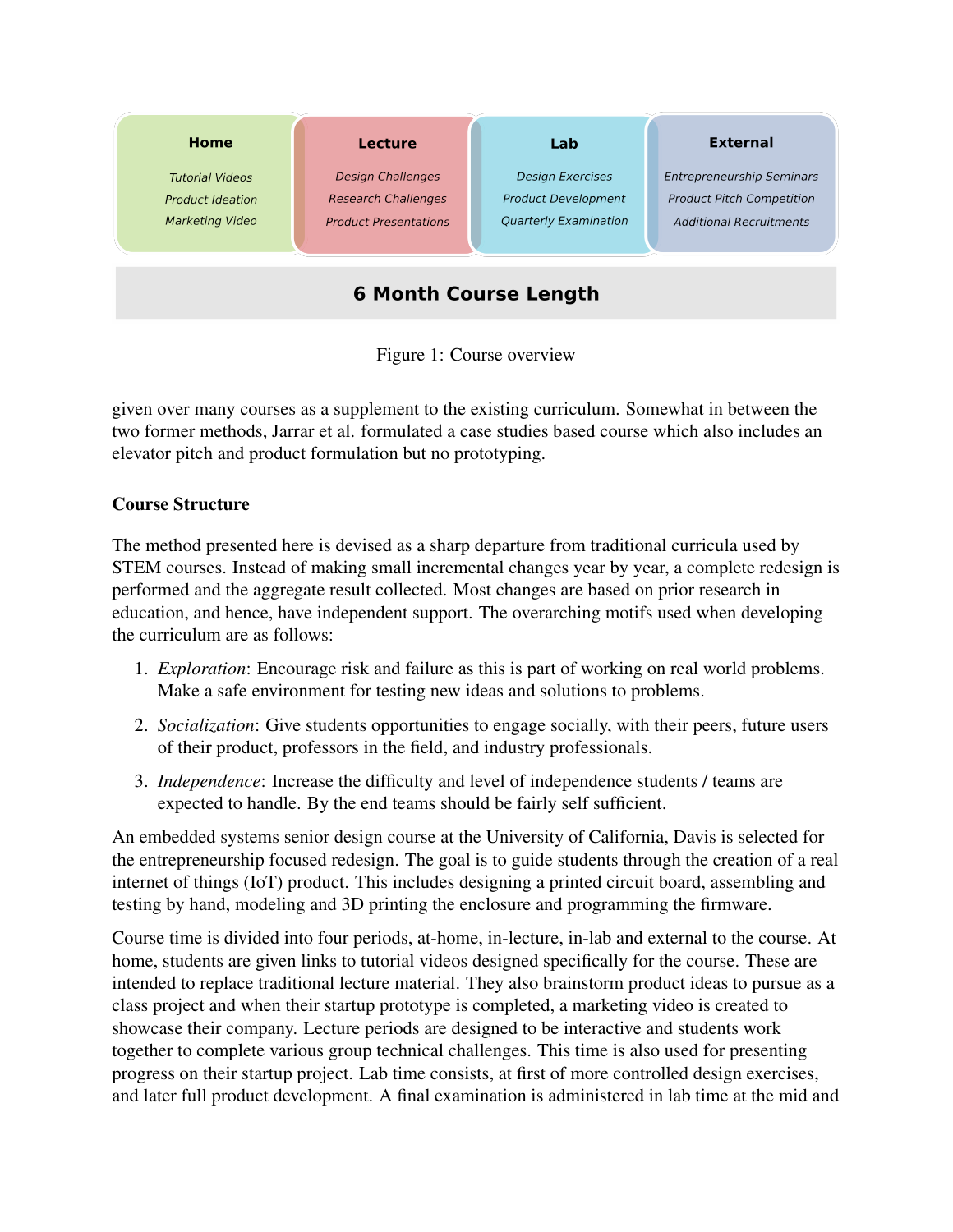| Home | Lecture | Lab | External |
| --- | --- | --- | --- |
| *Tutorial Videos* | *Design Challenges* | *Design Exercises* | *Entrepreneurship Seminars* |
| *Product Ideation* | *Research Challenges* | *Product Development* | *Product Pitch Competition* |
| *Marketing Video* | *Product Presentations* | *Quarterly Examination* | *Additional Recruitments* |

**6 Month Course Length**

Figure 1: Course overview

given over many courses as a supplement to the existing curriculum. Somewhat in between the two former methods, Jarrar et al. formulated a case studies based course which also includes an elevator pitch and product formulation but no prototyping.

### Course Structure

The method presented here is devised as a sharp departure from traditional curricula used by STEM courses. Instead of making small incremental changes year by year, a complete redesign is performed and the aggregate result collected. Most changes are based on prior research in education, and hence, have independent support. The overarching motifs used when developing the curriculum are as follows:

1. *Exploration*: Encourage risk and failure as this is part of working on real world problems. Make a safe environment for testing new ideas and solutions to problems.
2. *Socialization*: Give students opportunities to engage socially, with their peers, future users of their product, professors in the field, and industry professionals.
3. *Independence*: Increase the difficulty and level of independence students / teams are expected to handle. By the end teams should be fairly self sufficient.

An embedded systems senior design course at the University of California, Davis is selected for the entrepreneurship focused redesign. The goal is to guide students through the creation of a real internet of things (IoT) product. This includes designing a printed circuit board, assembling and testing by hand, modeling and 3D printing the enclosure and programming the firmware.

Course time is divided into four periods, at-home, in-lecture, in-lab and external to the course. At home, students are given links to tutorial videos designed specifically for the course. These are intended to replace traditional lecture material. They also brainstorm product ideas to pursue as a class project and when their startup prototype is completed, a marketing video is created to showcase their company. Lecture periods are designed to be interactive and students work together to complete various group technical challenges. This time is also used for presenting progress on their startup project. Lab time consists, at first of more controlled design exercises, and later full product development. A final examination is administered in lab time at the mid and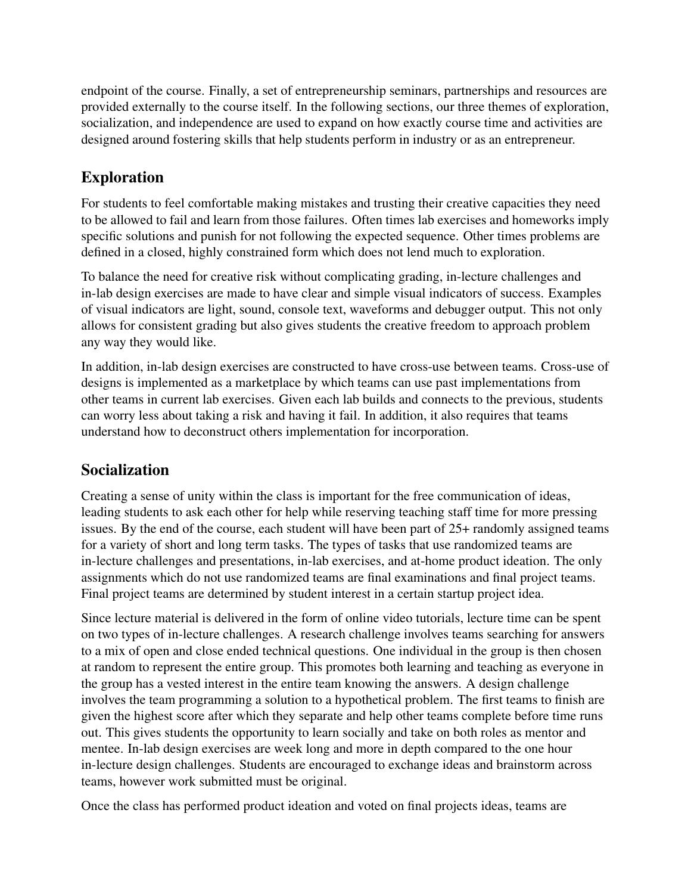endpoint of the course. Finally, a set of entrepreneurship seminars, partnerships and resources are provided externally to the course itself. In the following sections, our three themes of exploration, socialization, and independence are used to expand on how exactly course time and activities are designed around fostering skills that help students perform in industry or as an entrepreneur.

## Exploration

For students to feel comfortable making mistakes and trusting their creative capacities they need to be allowed to fail and learn from those failures. Often times lab exercises and homeworks imply specific solutions and punish for not following the expected sequence. Other times problems are defined in a closed, highly constrained form which does not lend much to exploration.

To balance the need for creative risk without complicating grading, in-lecture challenges and in-lab design exercises are made to have clear and simple visual indicators of success. Examples of visual indicators are light, sound, console text, waveforms and debugger output. This not only allows for consistent grading but also gives students the creative freedom to approach problem any way they would like.

In addition, in-lab design exercises are constructed to have cross-use between teams. Cross-use of designs is implemented as a marketplace by which teams can use past implementations from other teams in current lab exercises. Given each lab builds and connects to the previous, students can worry less about taking a risk and having it fail. In addition, it also requires that teams understand how to deconstruct others implementation for incorporation.

## Socialization

Creating a sense of unity within the class is important for the free communication of ideas, leading students to ask each other for help while reserving teaching staff time for more pressing issues. By the end of the course, each student will have been part of 25+ randomly assigned teams for a variety of short and long term tasks. The types of tasks that use randomized teams are in-lecture challenges and presentations, in-lab exercises, and at-home product ideation. The only assignments which do not use randomized teams are final examinations and final project teams. Final project teams are determined by student interest in a certain startup project idea.

Since lecture material is delivered in the form of online video tutorials, lecture time can be spent on two types of in-lecture challenges. A research challenge involves teams searching for answers to a mix of open and close ended technical questions. One individual in the group is then chosen at random to represent the entire group. This promotes both learning and teaching as everyone in the group has a vested interest in the entire team knowing the answers. A design challenge involves the team programming a solution to a hypothetical problem. The first teams to finish are given the highest score after which they separate and help other teams complete before time runs out. This gives students the opportunity to learn socially and take on both roles as mentor and mentee. In-lab design exercises are week long and more in depth compared to the one hour in-lecture design challenges. Students are encouraged to exchange ideas and brainstorm across teams, however work submitted must be original.

Once the class has performed product ideation and voted on final projects ideas, teams are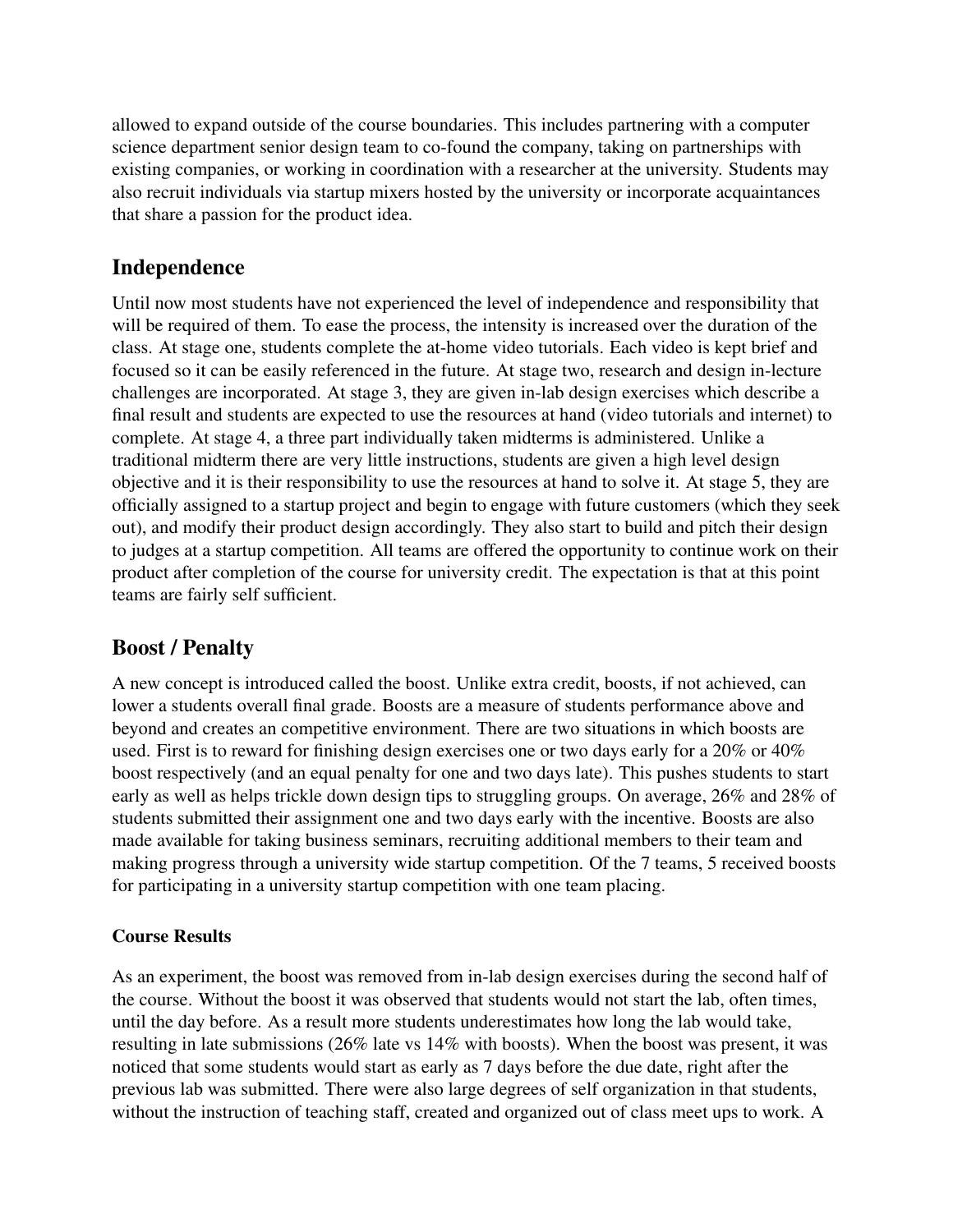allowed to expand outside of the course boundaries. This includes partnering with a computer science department senior design team to co-found the company, taking on partnerships with existing companies, or working in coordination with a researcher at the university. Students may also recruit individuals via startup mixers hosted by the university or incorporate acquaintances that share a passion for the product idea.

## Independence

Until now most students have not experienced the level of independence and responsibility that will be required of them. To ease the process, the intensity is increased over the duration of the class. At stage one, students complete the at-home video tutorials. Each video is kept brief and focused so it can be easily referenced in the future. At stage two, research and design in-lecture challenges are incorporated. At stage 3, they are given in-lab design exercises which describe a final result and students are expected to use the resources at hand (video tutorials and internet) to complete. At stage 4, a three part individually taken midterms is administered. Unlike a traditional midterm there are very little instructions, students are given a high level design objective and it is their responsibility to use the resources at hand to solve it. At stage 5, they are officially assigned to a startup project and begin to engage with future customers (which they seek out), and modify their product design accordingly. They also start to build and pitch their design to judges at a startup competition. All teams are offered the opportunity to continue work on their product after completion of the course for university credit. The expectation is that at this point teams are fairly self sufficient.

## Boost / Penalty

A new concept is introduced called the boost. Unlike extra credit, boosts, if not achieved, can lower a students overall final grade. Boosts are a measure of students performance above and beyond and creates an competitive environment. There are two situations in which boosts are used. First is to reward for finishing design exercises one or two days early for a 20% or 40% boost respectively (and an equal penalty for one and two days late). This pushes students to start early as well as helps trickle down design tips to struggling groups. On average, 26% and 28% of students submitted their assignment one and two days early with the incentive. Boosts are also made available for taking business seminars, recruiting additional members to their team and making progress through a university wide startup competition. Of the 7 teams, 5 received boosts for participating in a university startup competition with one team placing.

### Course Results

As an experiment, the boost was removed from in-lab design exercises during the second half of the course. Without the boost it was observed that students would not start the lab, often times, until the day before. As a result more students underestimates how long the lab would take, resulting in late submissions (26% late vs 14% with boosts). When the boost was present, it was noticed that some students would start as early as 7 days before the due date, right after the previous lab was submitted. There were also large degrees of self organization in that students, without the instruction of teaching staff, created and organized out of class meet ups to work. A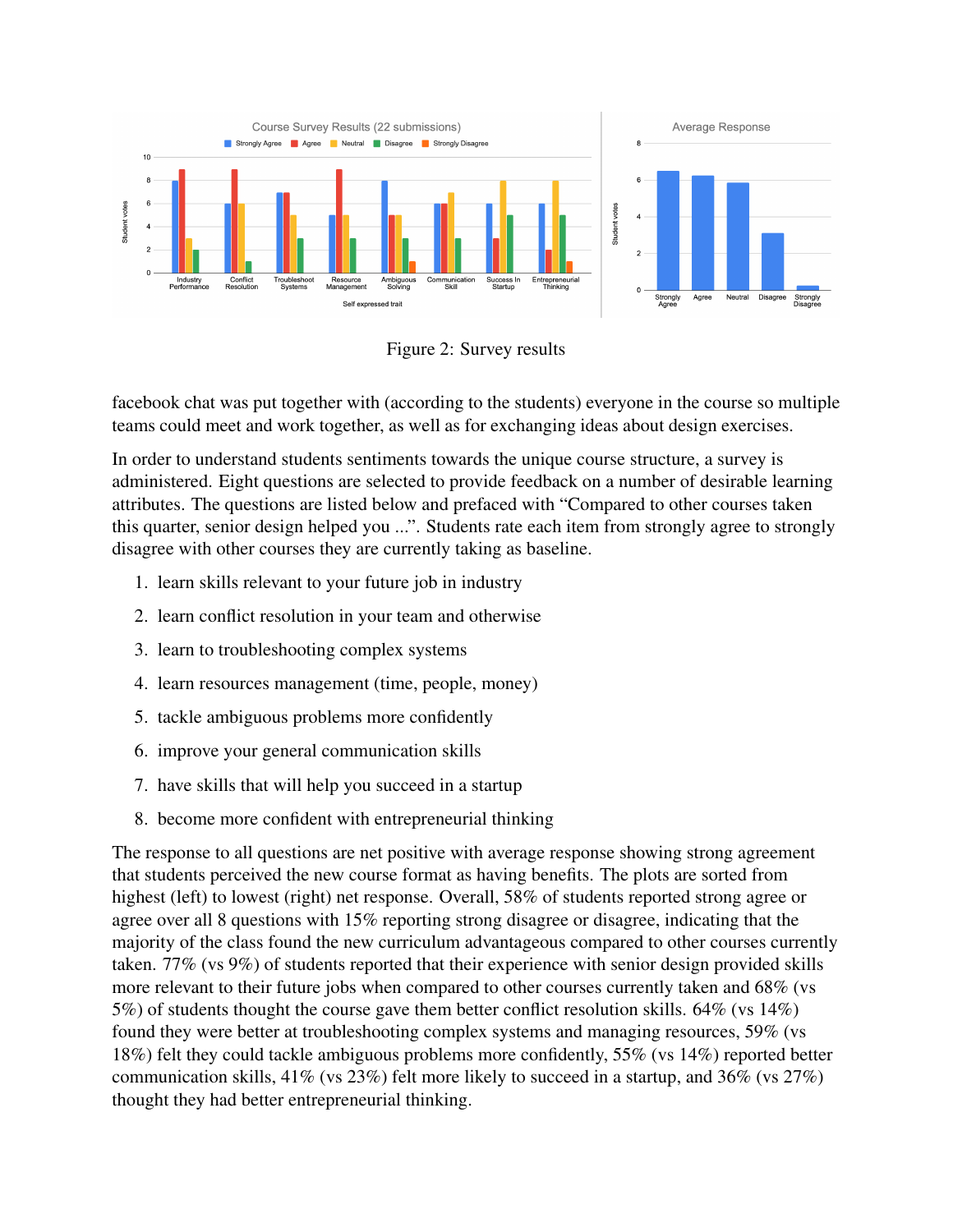Figure 2: Survey results

facebook chat was put together with (according to the students) everyone in the course so multiple teams could meet and work together, as well as for exchanging ideas about design exercises.

In order to understand students sentiments towards the unique course structure, a survey is administered. Eight questions are selected to provide feedback on a number of desirable learning attributes. The questions are listed below and prefaced with "Compared to other courses taken this quarter, senior design helped you ...". Students rate each item from strongly agree to strongly disagree with other courses they are currently taking as baseline.

1. learn skills relevant to your future job in industry
2. learn conflict resolution in your team and otherwise
3. learn to troubleshooting complex systems
4. learn resources management (time, people, money)
5. tackle ambiguous problems more confidently
6. improve your general communication skills
7. have skills that will help you succeed in a startup
8. become more confident with entrepreneurial thinking

The response to all questions are net positive with average response showing strong agreement that students perceived the new course format as having benefits. The plots are sorted from highest (left) to lowest (right) net response. Overall, 58% of students reported strong agree or agree over all 8 questions with 15% reporting strong disagree or disagree, indicating that the majority of the class found the new curriculum advantageous compared to other courses currently taken. 77% (vs 9%) of students reported that their experience with senior design provided skills more relevant to their future jobs when compared to other courses currently taken and 68% (vs 5%) of students thought the course gave them better conflict resolution skills. 64% (vs 14%) found they were better at troubleshooting complex systems and managing resources, 59% (vs 18%) felt they could tackle ambiguous problems more confidently, 55% (vs 14%) reported better communication skills, 41% (vs 23%) felt more likely to succeed in a startup, and 36% (vs 27%) thought they had better entrepreneurial thinking.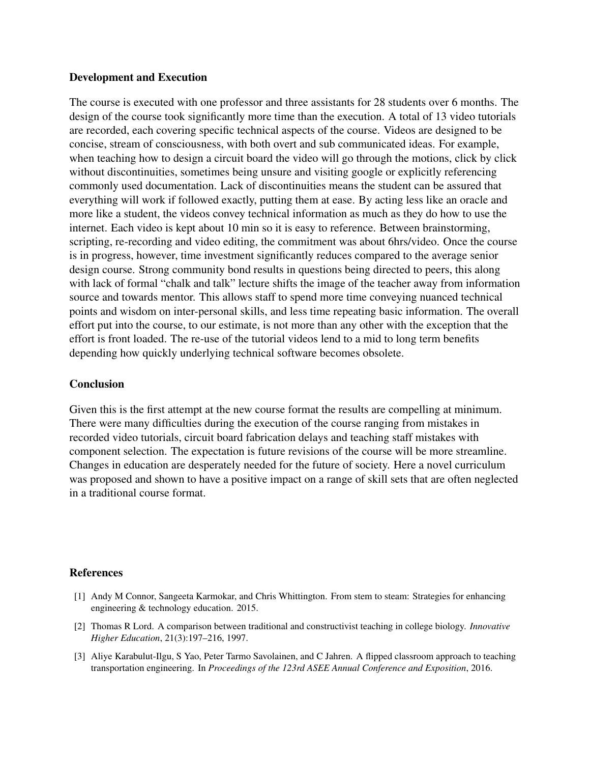### Development and Execution

The course is executed with one professor and three assistants for 28 students over 6 months. The design of the course took significantly more time than the execution. A total of 13 video tutorials are recorded, each covering specific technical aspects of the course. Videos are designed to be concise, stream of consciousness, with both overt and sub communicated ideas. For example, when teaching how to design a circuit board the video will go through the motions, click by click without discontinuities, sometimes being unsure and visiting google or explicitly referencing commonly used documentation. Lack of discontinuities means the student can be assured that everything will work if followed exactly, putting them at ease. By acting less like an oracle and more like a student, the videos convey technical information as much as they do how to use the internet. Each video is kept about 10 min so it is easy to reference. Between brainstorming, scripting, re-recording and video editing, the commitment was about 6hrs/video. Once the course is in progress, however, time investment significantly reduces compared to the average senior design course. Strong community bond results in questions being directed to peers, this along with lack of formal "chalk and talk" lecture shifts the image of the teacher away from information source and towards mentor. This allows staff to spend more time conveying nuanced technical points and wisdom on inter-personal skills, and less time repeating basic information. The overall effort put into the course, to our estimate, is not more than any other with the exception that the effort is front loaded. The re-use of the tutorial videos lend to a mid to long term benefits depending how quickly underlying technical software becomes obsolete.

### Conclusion

Given this is the first attempt at the new course format the results are compelling at minimum. There were many difficulties during the execution of the course ranging from mistakes in recorded video tutorials, circuit board fabrication delays and teaching staff mistakes with component selection. The expectation is future revisions of the course will be more streamline. Changes in education are desperately needed for the future of society. Here a novel curriculum was proposed and shown to have a positive impact on a range of skill sets that are often neglected in a traditional course format.

### References

[1] Andy M Connor, Sangeeta Karmokar, and Chris Whittington. From stem to steam: Strategies for enhancing engineering & technology education. 2015.

[2] Thomas R Lord. A comparison between traditional and constructivist teaching in college biology. *Innovative Higher Education*, 21(3):197–216, 1997.

[3] Aliye Karabulut-Ilgu, S Yao, Peter Tarmo Savolainen, and C Jahren. A flipped classroom approach to teaching transportation engineering. In *Proceedings of the 123rd ASEE Annual Conference and Exposition*, 2016.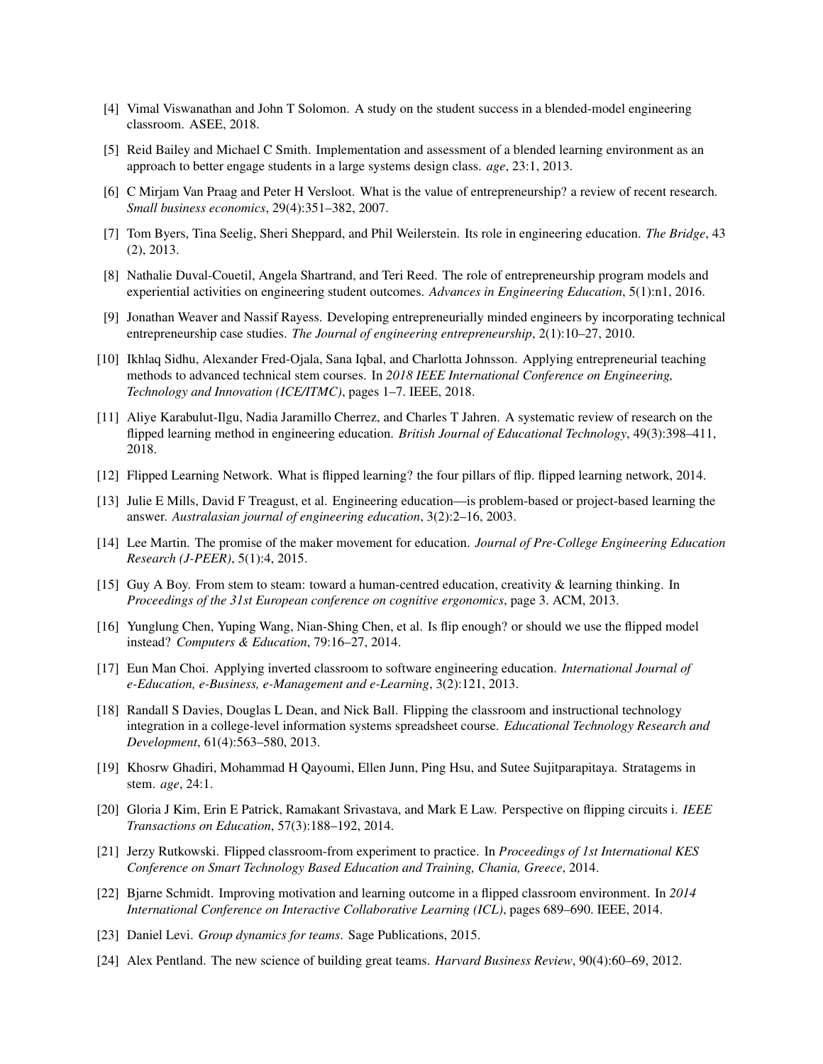- [4] Vimal Viswanathan and John T Solomon. A study on the student success in a blended-model engineering classroom. ASEE, 2018.
- [5] Reid Bailey and Michael C Smith. Implementation and assessment of a blended learning environment as an approach to better engage students in a large systems design class. *age*, 23:1, 2013.
- [6] C Mirjam Van Praag and Peter H Versloot. What is the value of entrepreneurship? a review of recent research. *Small business economics*, 29(4):351–382, 2007.
- [7] Tom Byers, Tina Seelig, Sheri Sheppard, and Phil Weilerstein. Its role in engineering education. *The Bridge*, 43 (2), 2013.
- [8] Nathalie Duval-Couetil, Angela Shartrand, and Teri Reed. The role of entrepreneurship program models and experiential activities on engineering student outcomes. *Advances in Engineering Education*, 5(1):n1, 2016.
- [9] Jonathan Weaver and Nassif Rayess. Developing entrepreneurially minded engineers by incorporating technical entrepreneurship case studies. *The Journal of engineering entrepreneurship*, 2(1):10–27, 2010.
- [10] Ikhlaq Sidhu, Alexander Fred-Ojala, Sana Iqbal, and Charlotta Johnsson. Applying entrepreneurial teaching methods to advanced technical stem courses. In *2018 IEEE International Conference on Engineering, Technology and Innovation (ICE/ITMC)*, pages 1–7. IEEE, 2018.
- [11] Aliye Karabulut-Ilgu, Nadia Jaramillo Cherrez, and Charles T Jahren. A systematic review of research on the flipped learning method in engineering education. *British Journal of Educational Technology*, 49(3):398–411, 2018.
- [12] Flipped Learning Network. What is flipped learning? the four pillars of flip. flipped learning network, 2014.
- [13] Julie E Mills, David F Treagust, et al. Engineering education—is problem-based or project-based learning the answer. *Australasian journal of engineering education*, 3(2):2–16, 2003.
- [14] Lee Martin. The promise of the maker movement for education. *Journal of Pre-College Engineering Education Research (J-PEER)*, 5(1):4, 2015.
- [15] Guy A Boy. From stem to steam: toward a human-centred education, creativity & learning thinking. In *Proceedings of the 31st European conference on cognitive ergonomics*, page 3. ACM, 2013.
- [16] Yunglung Chen, Yuping Wang, Nian-Shing Chen, et al. Is flip enough? or should we use the flipped model instead? *Computers & Education*, 79:16–27, 2014.
- [17] Eun Man Choi. Applying inverted classroom to software engineering education. *International Journal of e-Education, e-Business, e-Management and e-Learning*, 3(2):121, 2013.
- [18] Randall S Davies, Douglas L Dean, and Nick Ball. Flipping the classroom and instructional technology integration in a college-level information systems spreadsheet course. *Educational Technology Research and Development*, 61(4):563–580, 2013.
- [19] Khosrw Ghadiri, Mohammad H Qayoumi, Ellen Junn, Ping Hsu, and Sutee Sujitparapitaya. Stratagems in stem. *age*, 24:1.
- [20] Gloria J Kim, Erin E Patrick, Ramakant Srivastava, and Mark E Law. Perspective on flipping circuits i. *IEEE Transactions on Education*, 57(3):188–192, 2014.
- [21] Jerzy Rutkowski. Flipped classroom-from experiment to practice. In *Proceedings of 1st International KES Conference on Smart Technology Based Education and Training, Chania, Greece*, 2014.
- [22] Bjarne Schmidt. Improving motivation and learning outcome in a flipped classroom environment. In *2014 International Conference on Interactive Collaborative Learning (ICL)*, pages 689–690. IEEE, 2014.
- [23] Daniel Levi. *Group dynamics for teams*. Sage Publications, 2015.
- [24] Alex Pentland. The new science of building great teams. *Harvard Business Review*, 90(4):60–69, 2012.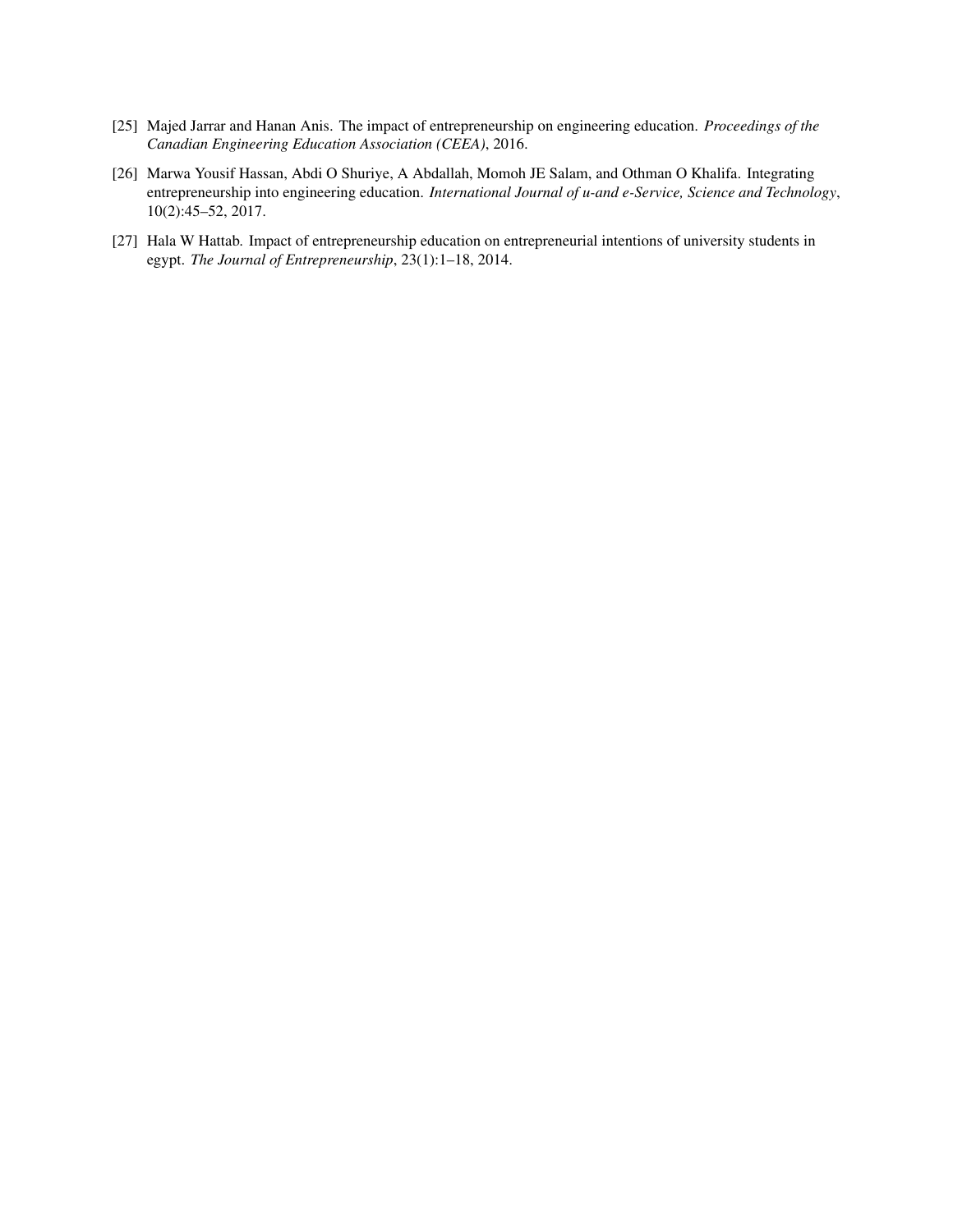[25] Majed Jarrar and Hanan Anis. The impact of entrepreneurship on engineering education. *Proceedings of the Canadian Engineering Education Association (CEEA)*, 2016.

[26] Marwa Yousif Hassan, Abdi O Shuriye, A Abdallah, Momoh JE Salam, and Othman O Khalifa. Integrating entrepreneurship into engineering education. *International Journal of u-and e-Service, Science and Technology*, 10(2):45–52, 2017.

[27] Hala W Hattab. Impact of entrepreneurship education on entrepreneurial intentions of university students in egypt. *The Journal of Entrepreneurship*, 23(1):1–18, 2014.